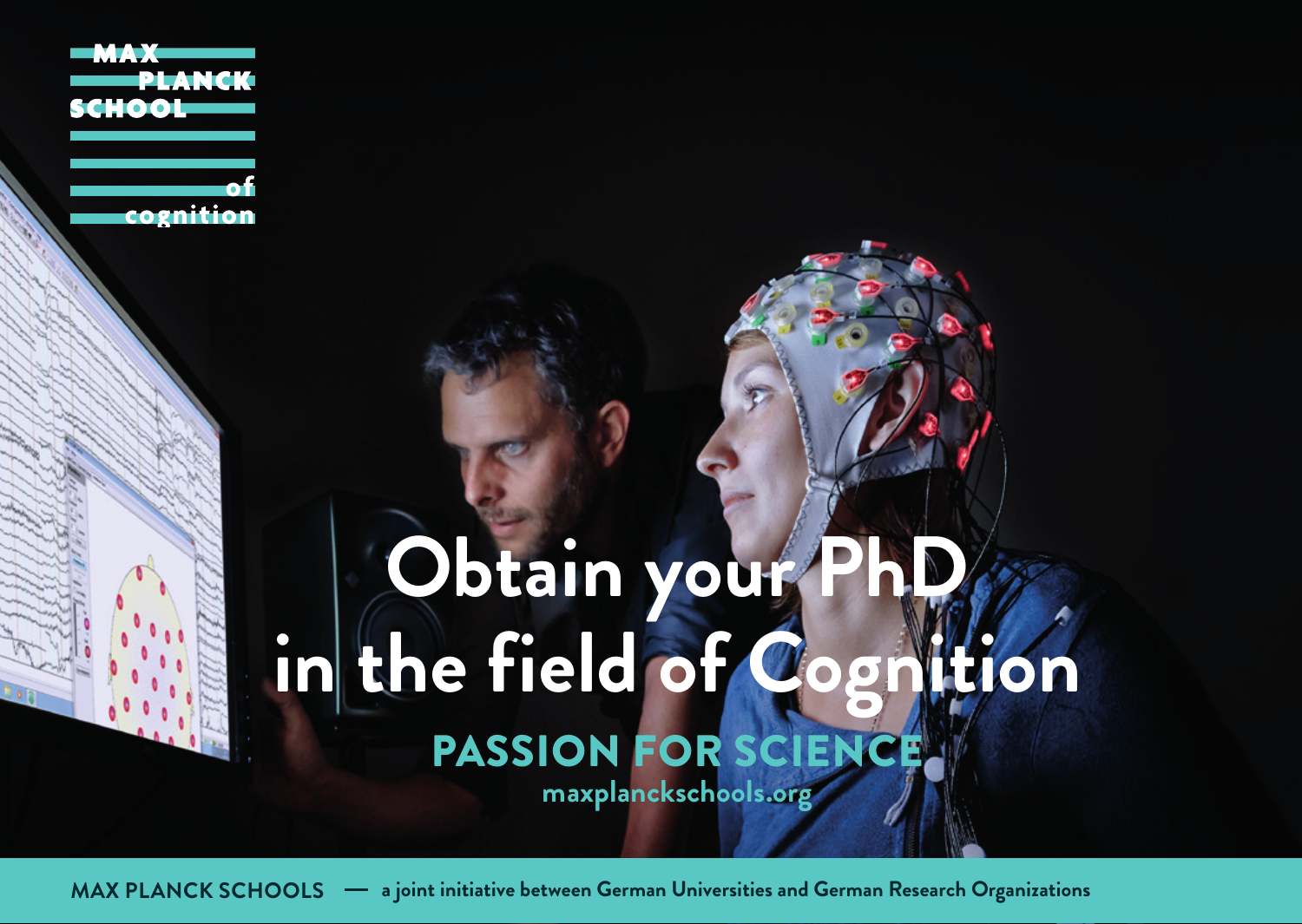MAX PLANCK SCHOOL of cognition

# Obtain your PhD in the field of Cognition

## PASSION FOR SCIENCE

maxplanckschools.org

**MAX PLANCK SCHOOLS** — a joint initiative between German Universities and German Research Organizations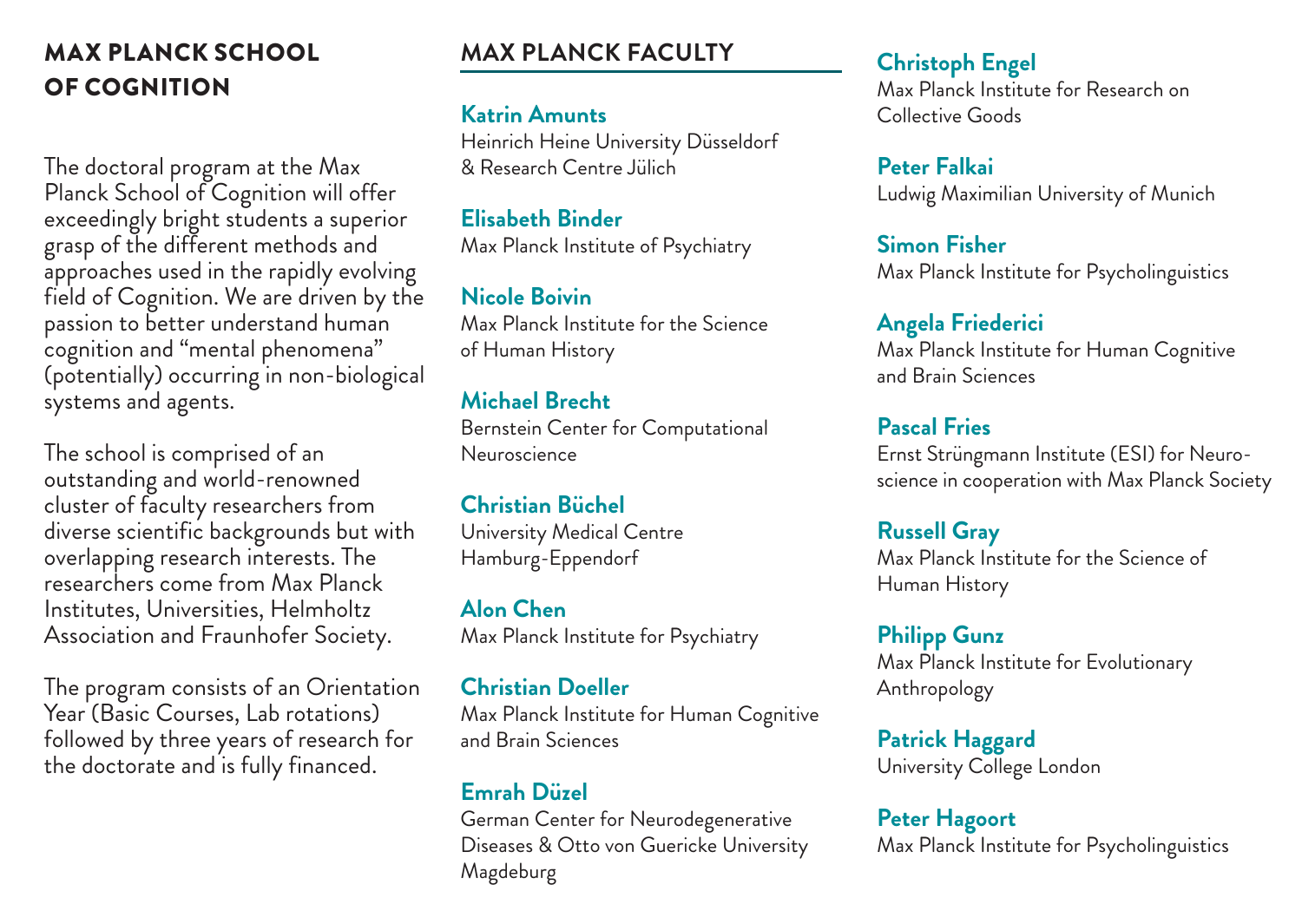# MAX PLANCK SCHOOL OF COGNITION

The doctoral program at the Max Planck School of Cognition will offer exceedingly bright students a superior grasp of the different methods and approaches used in the rapidly evolving field of Cognition. We are driven by the passion to better understand human cognition and "mental phenomena" (potentially) occurring in non-biological systems and agents.

The school is comprised of an outstanding and world-renowned cluster of faculty researchers from diverse scientific backgrounds but with overlapping research interests. The researchers come from Max Planck Institutes, Universities, Helmholtz Association and Fraunhofer Society.

The program consists of an Orientation Year (Basic Courses, Lab rotations) followed by three years of research for the doctorate and is fully financed.

## MAX PLANCK FACULTY

**Katrin Amunts**
Heinrich Heine University Düsseldorf & Research Centre Jülich

**Elisabeth Binder**
Max Planck Institute of Psychiatry

**Nicole Boivin**
Max Planck Institute for the Science of Human History

**Michael Brecht**
Bernstein Center for Computational Neuroscience

**Christian Büchel**
University Medical Centre Hamburg-Eppendorf

**Alon Chen**
Max Planck Institute for Psychiatry

**Christian Doeller**
Max Planck Institute for Human Cognitive and Brain Sciences

**Emrah Düzel**
German Center for Neurodegenerative Diseases & Otto von Guericke University Magdeburg

**Christoph Engel**
Max Planck Institute for Research on Collective Goods

**Peter Falkai**
Ludwig Maximilian University of Munich

**Simon Fisher**
Max Planck Institute for Psycholinguistics

**Angela Friederici**
Max Planck Institute for Human Cognitive and Brain Sciences

**Pascal Fries**
Ernst Strüngmann Institute (ESI) for Neuroscience in cooperation with Max Planck Society

**Russell Gray**
Max Planck Institute for the Science of Human History

**Philipp Gunz**
Max Planck Institute for Evolutionary Anthropology

**Patrick Haggard**
University College London

**Peter Hagoort**
Max Planck Institute for Psycholinguistics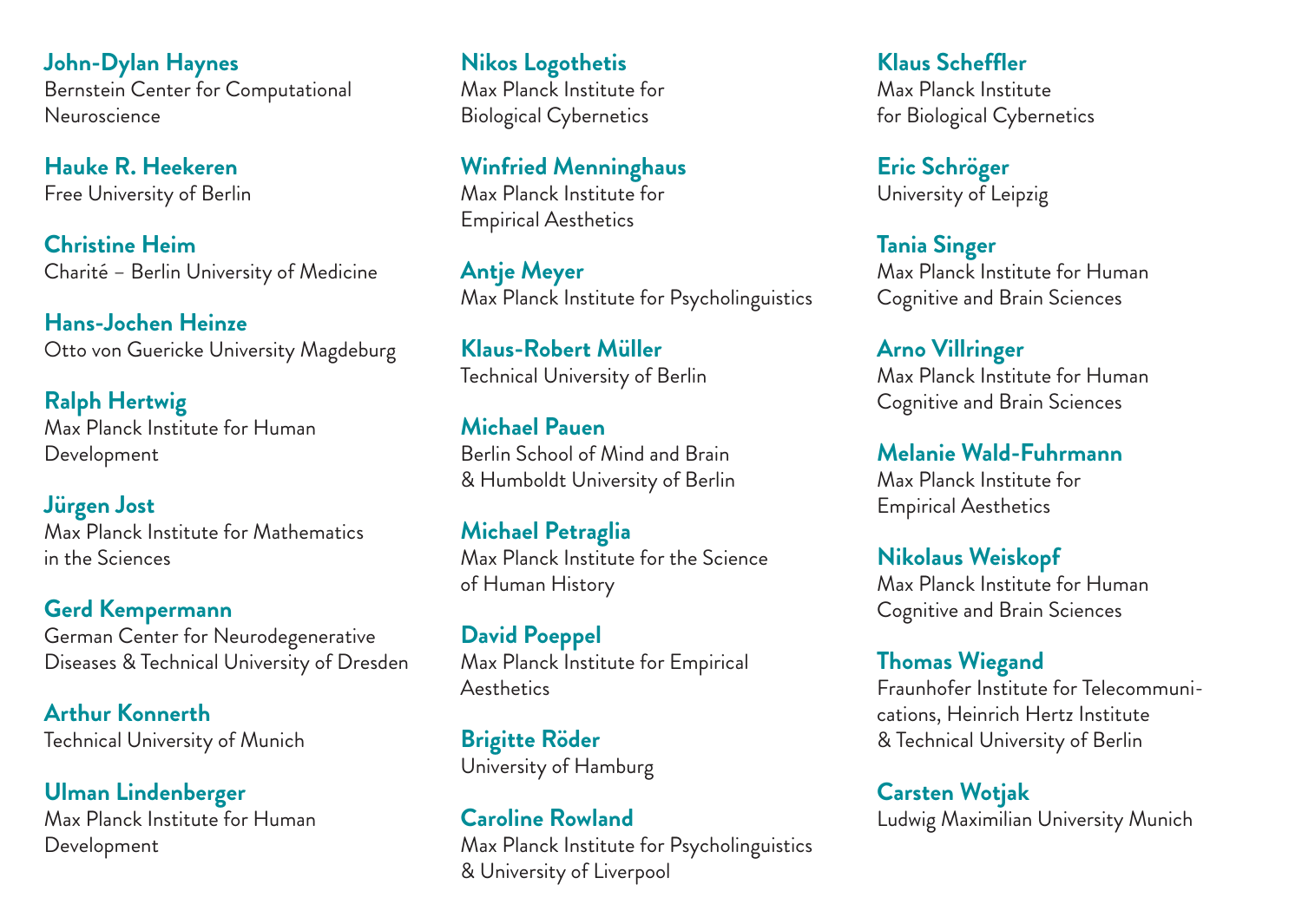**John-Dylan Haynes**
Bernstein Center for Computational Neuroscience

**Hauke R. Heekeren**
Free University of Berlin

**Christine Heim**
Charité – Berlin University of Medicine

**Hans-Jochen Heinze**
Otto von Guericke University Magdeburg

**Ralph Hertwig**
Max Planck Institute for Human Development

**Jürgen Jost**
Max Planck Institute for Mathematics in the Sciences

**Gerd Kempermann**
German Center for Neurodegenerative Diseases & Technical University of Dresden

**Arthur Konnerth**
Technical University of Munich

**Ulman Lindenberger**
Max Planck Institute for Human Development

**Nikos Logothetis**
Max Planck Institute for Biological Cybernetics

**Winfried Menninghaus**
Max Planck Institute for Empirical Aesthetics

**Antje Meyer**
Max Planck Institute for Psycholinguistics

**Klaus-Robert Müller**
Technical University of Berlin

**Michael Pauen**
Berlin School of Mind and Brain & Humboldt University of Berlin

**Michael Petraglia**
Max Planck Institute for the Science of Human History

**David Poeppel**
Max Planck Institute for Empirical Aesthetics

**Brigitte Röder**
University of Hamburg

**Caroline Rowland**
Max Planck Institute for Psycholinguistics & University of Liverpool

**Klaus Scheffler**
Max Planck Institute for Biological Cybernetics

**Eric Schröger**
University of Leipzig

**Tania Singer**
Max Planck Institute for Human Cognitive and Brain Sciences

**Arno Villringer**
Max Planck Institute for Human Cognitive and Brain Sciences

**Melanie Wald-Fuhrmann**
Max Planck Institute for Empirical Aesthetics

**Nikolaus Weiskopf**
Max Planck Institute for Human Cognitive and Brain Sciences

**Thomas Wiegand**
Fraunhofer Institute for Telecommunications, Heinrich Hertz Institute & Technical University of Berlin

**Carsten Wotjak**
Ludwig Maximilian University Munich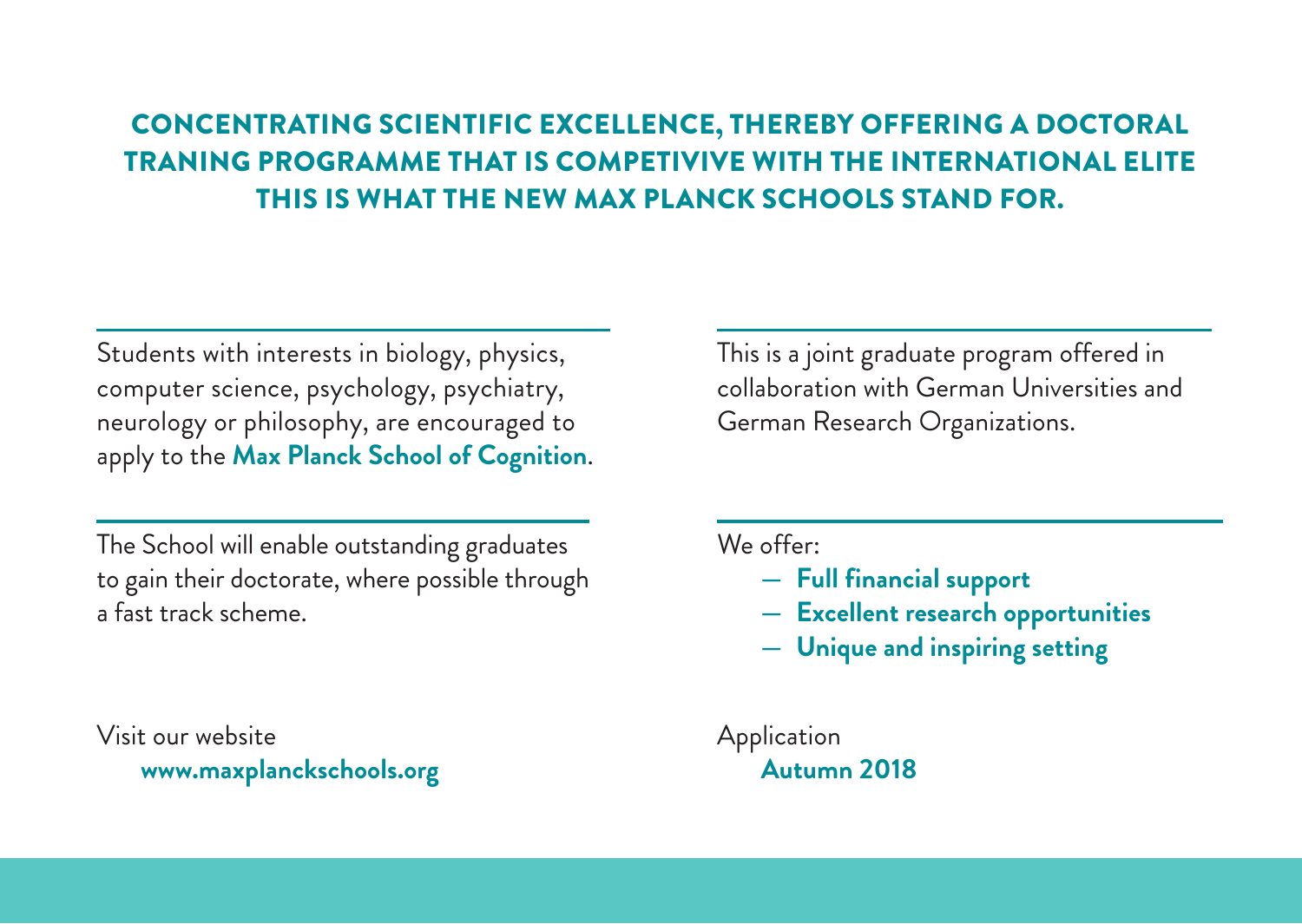# CONCENTRATING SCIENTIFIC EXCELLENCE, THEREBY OFFERING A DOCTORAL TRANING PROGRAMME THAT IS COMPETIVIVE WITH THE INTERNATIONAL ELITE THIS IS WHAT THE NEW MAX PLANCK SCHOOLS STAND FOR.

Students with interests in biology, physics, computer science, psychology, psychiatry, neurology or philosophy, are encouraged to apply to the **Max Planck School of Cognition**.

The School will enable outstanding graduates to gain their doctorate, where possible through a fast track scheme.

Visit our website
**www.maxplanckschools.org**

This is a joint graduate program offered in collaboration with German Universities and German Research Organizations.

We offer:

- **Full financial support**
- **Excellent research opportunities**
- **Unique and inspiring setting**

Application
**Autumn 2018**